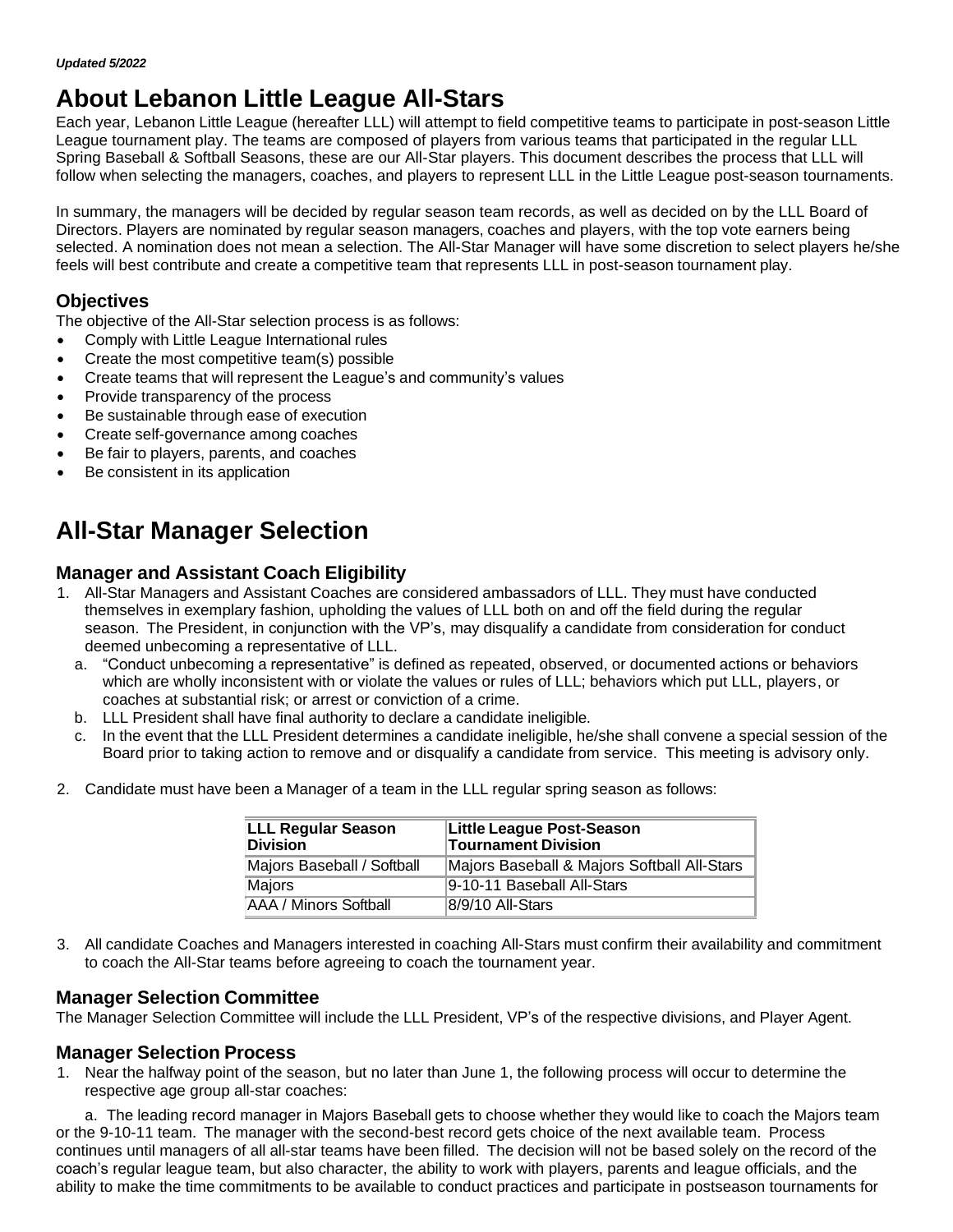*Updated 5/2022*

# About Lebanon Little League All-Stars

Each year, Lebanon Little League (hereafter LLL) will attempt to field competitive teams to participate in post-season Little League tournament play. The teams are composed of players from various teams that participated in the regular LLL Spring Baseball & Softball Seasons, these are our All-Star players. This document describes the process that LLL will follow when selecting the managers, coaches, and players to represent LLL in the Little League post-season tournaments.

In summary, the managers will be decided by regular season team records, as well as decided on by the LLL Board of Directors. Players are nominated by regular season managers, coaches and players, with the top vote earners being selected. A nomination does not mean a selection. The All-Star Manager will have some discretion to select players he/she feels will best contribute and create a competitive team that represents LLL in post-season tournament play.

## Objectives

The objective of the All-Star selection process is as follows:

- Comply with Little League International rules
- Create the most competitive team(s) possible
- Create teams that will represent the League's and community's values
- Provide transparency of the process
- Be sustainable through ease of execution
- Create self-governance among coaches
- Be fair to players, parents, and coaches
- Be consistent in its application

# All-Star Manager Selection

## Manager and Assistant Coach Eligibility

1. All-Star Managers and Assistant Coaches are considered ambassadors of LLL. They must have conducted themselves in exemplary fashion, upholding the values of LLL both on and off the field during the regular season. The President, in conjunction with the VP's, may disqualify a candidate from consideration for conduct deemed unbecoming a representative of LLL.
   a. "Conduct unbecoming a representative" is defined as repeated, observed, or documented actions or behaviors which are wholly inconsistent with or violate the values or rules of LLL; behaviors which put LLL, players, or coaches at substantial risk; or arrest or conviction of a crime.
   b. LLL President shall have final authority to declare a candidate ineligible.
   c. In the event that the LLL President determines a candidate ineligible, he/she shall convene a special session of the Board prior to taking action to remove and or disqualify a candidate from service. This meeting is advisory only.

2. Candidate must have been a Manager of a team in the LLL regular spring season as follows:

| LLL Regular Season Division | Little League Post-Season Tournament Division |
|---|---|
| Majors Baseball / Softball | Majors Baseball & Majors Softball All-Stars |
| Majors | 9-10-11 Baseball All-Stars |
| AAA / Minors Softball | 8/9/10 All-Stars |

3. All candidate Coaches and Managers interested in coaching All-Stars must confirm their availability and commitment to coach the All-Star teams before agreeing to coach the tournament year.

## Manager Selection Committee

The Manager Selection Committee will include the LLL President, VP's of the respective divisions, and Player Agent.

## Manager Selection Process

1. Near the halfway point of the season, but no later than June 1, the following process will occur to determine the respective age group all-star coaches:

   a. The leading record manager in Majors Baseball gets to choose whether they would like to coach the Majors team or the 9-10-11 team. The manager with the second-best record gets choice of the next available team. Process continues until managers of all all-star teams have been filled. The decision will not be based solely on the record of the coach's regular league team, but also character, the ability to work with players, parents and league officials, and the ability to make the time commitments to be available to conduct practices and participate in postseason tournaments for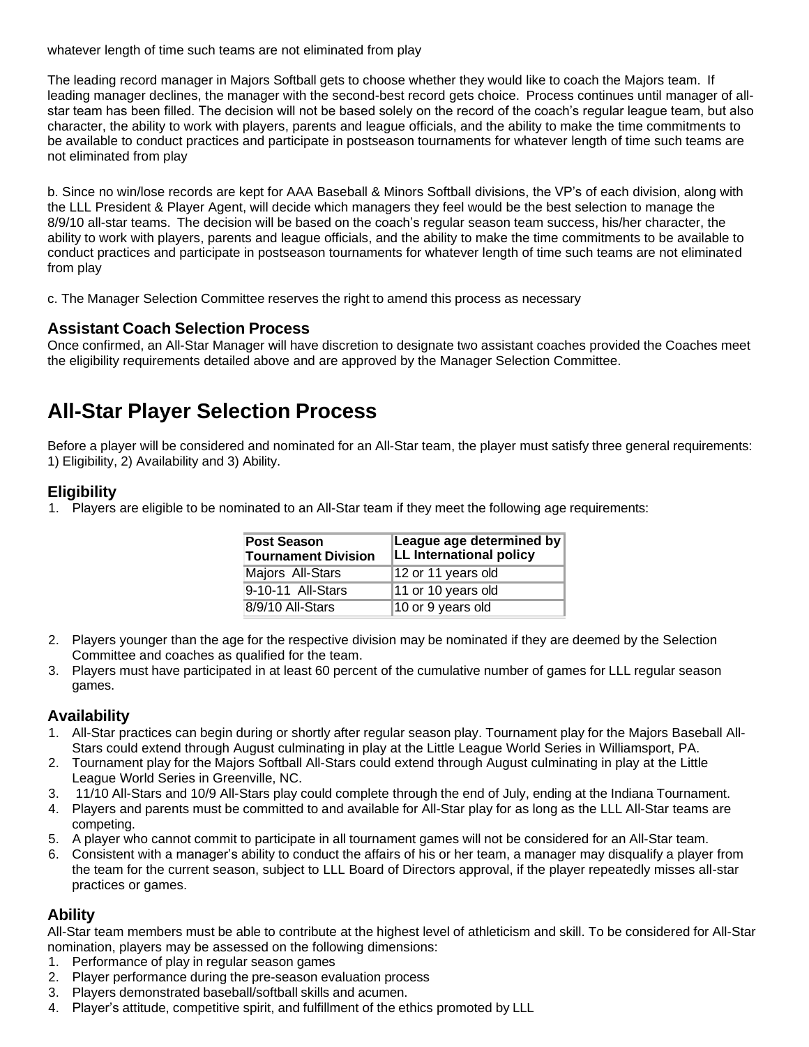whatever length of time such teams are not eliminated from play

The leading record manager in Majors Softball gets to choose whether they would like to coach the Majors team. If leading manager declines, the manager with the second-best record gets choice. Process continues until manager of all-star team has been filled. The decision will not be based solely on the record of the coach's regular league team, but also character, the ability to work with players, parents and league officials, and the ability to make the time commitments to be available to conduct practices and participate in postseason tournaments for whatever length of time such teams are not eliminated from play

b. Since no win/lose records are kept for AAA Baseball & Minors Softball divisions, the VP's of each division, along with the LLL President & Player Agent, will decide which managers they feel would be the best selection to manage the 8/9/10 all-star teams. The decision will be based on the coach's regular season team success, his/her character, the ability to work with players, parents and league officials, and the ability to make the time commitments to be available to conduct practices and participate in postseason tournaments for whatever length of time such teams are not eliminated from play

c. The Manager Selection Committee reserves the right to amend this process as necessary

### Assistant Coach Selection Process

Once confirmed, an All-Star Manager will have discretion to designate two assistant coaches provided the Coaches meet the eligibility requirements detailed above and are approved by the Manager Selection Committee.

# All-Star Player Selection Process

Before a player will be considered and nominated for an All-Star team, the player must satisfy three general requirements: 1) Eligibility, 2) Availability and 3) Ability.

### Eligibility

1. Players are eligible to be nominated to an All-Star team if they meet the following age requirements:

| Post Season Tournament Division | League age determined by LL International policy |
|---|---|
| Majors All-Stars | 12 or 11 years old |
| 9-10-11 All-Stars | 11 or 10 years old |
| 8/9/10 All-Stars | 10 or 9 years old |

2. Players younger than the age for the respective division may be nominated if they are deemed by the Selection Committee and coaches as qualified for the team.
3. Players must have participated in at least 60 percent of the cumulative number of games for LLL regular season games.

### Availability

1. All-Star practices can begin during or shortly after regular season play. Tournament play for the Majors Baseball All-Stars could extend through August culminating in play at the Little League World Series in Williamsport, PA.
2. Tournament play for the Majors Softball All-Stars could extend through August culminating in play at the Little League World Series in Greenville, NC.
3. 11/10 All-Stars and 10/9 All-Stars play could complete through the end of July, ending at the Indiana Tournament.
4. Players and parents must be committed to and available for All-Star play for as long as the LLL All-Star teams are competing.
5. A player who cannot commit to participate in all tournament games will not be considered for an All-Star team.
6. Consistent with a manager's ability to conduct the affairs of his or her team, a manager may disqualify a player from the team for the current season, subject to LLL Board of Directors approval, if the player repeatedly misses all-star practices or games.

### Ability

All-Star team members must be able to contribute at the highest level of athleticism and skill. To be considered for All-Star nomination, players may be assessed on the following dimensions:

1. Performance of play in regular season games
2. Player performance during the pre-season evaluation process
3. Players demonstrated baseball/softball skills and acumen.
4. Player's attitude, competitive spirit, and fulfillment of the ethics promoted by LLL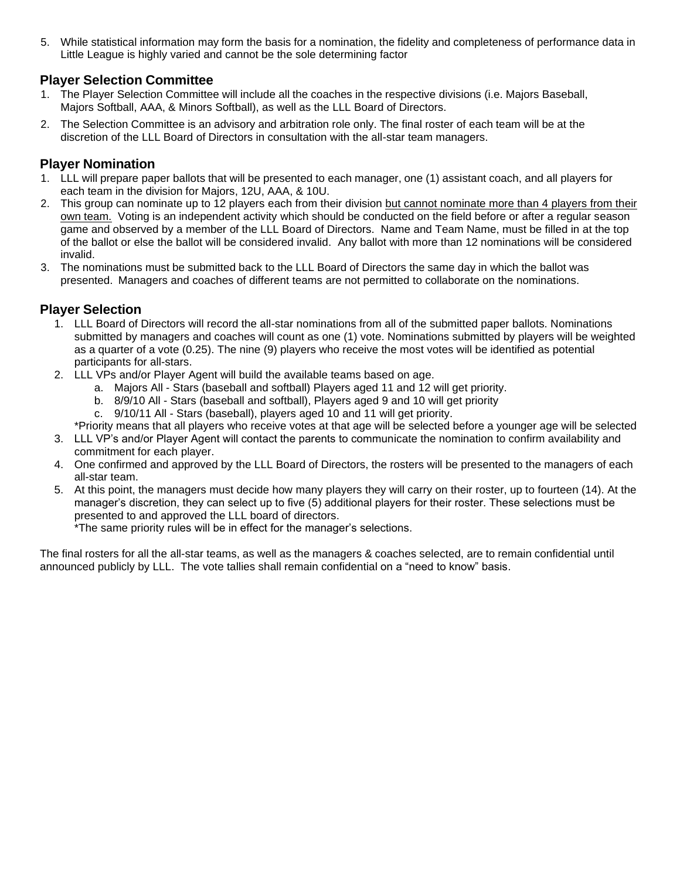5. While statistical information may form the basis for a nomination, the fidelity and completeness of performance data in Little League is highly varied and cannot be the sole determining factor

## Player Selection Committee

1. The Player Selection Committee will include all the coaches in the respective divisions (i.e. Majors Baseball, Majors Softball, AAA, & Minors Softball), as well as the LLL Board of Directors.
2. The Selection Committee is an advisory and arbitration role only. The final roster of each team will be at the discretion of the LLL Board of Directors in consultation with the all-star team managers.

## Player Nomination

1. LLL will prepare paper ballots that will be presented to each manager, one (1) assistant coach, and all players for each team in the division for Majors, 12U, AAA, & 10U.
2. This group can nominate up to 12 players each from their division <u>but cannot nominate more than 4 players from their own team.</u> Voting is an independent activity which should be conducted on the field before or after a regular season game and observed by a member of the LLL Board of Directors. Name and Team Name, must be filled in at the top of the ballot or else the ballot will be considered invalid. Any ballot with more than 12 nominations will be considered invalid.
3. The nominations must be submitted back to the LLL Board of Directors the same day in which the ballot was presented. Managers and coaches of different teams are not permitted to collaborate on the nominations.

## Player Selection

1. LLL Board of Directors will record the all-star nominations from all of the submitted paper ballots. Nominations submitted by managers and coaches will count as one (1) vote. Nominations submitted by players will be weighted as a quarter of a vote (0.25). The nine (9) players who receive the most votes will be identified as potential participants for all-stars.
2. LLL VPs and/or Player Agent will build the available teams based on age.
   a. Majors All - Stars (baseball and softball) Players aged 11 and 12 will get priority.
   b. 8/9/10 All - Stars (baseball and softball), Players aged 9 and 10 will get priority
   c. 9/10/11 All - Stars (baseball), players aged 10 and 11 will get priority.

   *Priority means that all players who receive votes at that age will be selected before a younger age will be selected
3. LLL VP's and/or Player Agent will contact the parents to communicate the nomination to confirm availability and commitment for each player.
4. One confirmed and approved by the LLL Board of Directors, the rosters will be presented to the managers of each all-star team.
5. At this point, the managers must decide how many players they will carry on their roster, up to fourteen (14). At the manager's discretion, they can select up to five (5) additional players for their roster. These selections must be presented to and approved the LLL board of directors.

   *The same priority rules will be in effect for the manager's selections.

The final rosters for all the all-star teams, as well as the managers & coaches selected, are to remain confidential until announced publicly by LLL. The vote tallies shall remain confidential on a "need to know" basis.